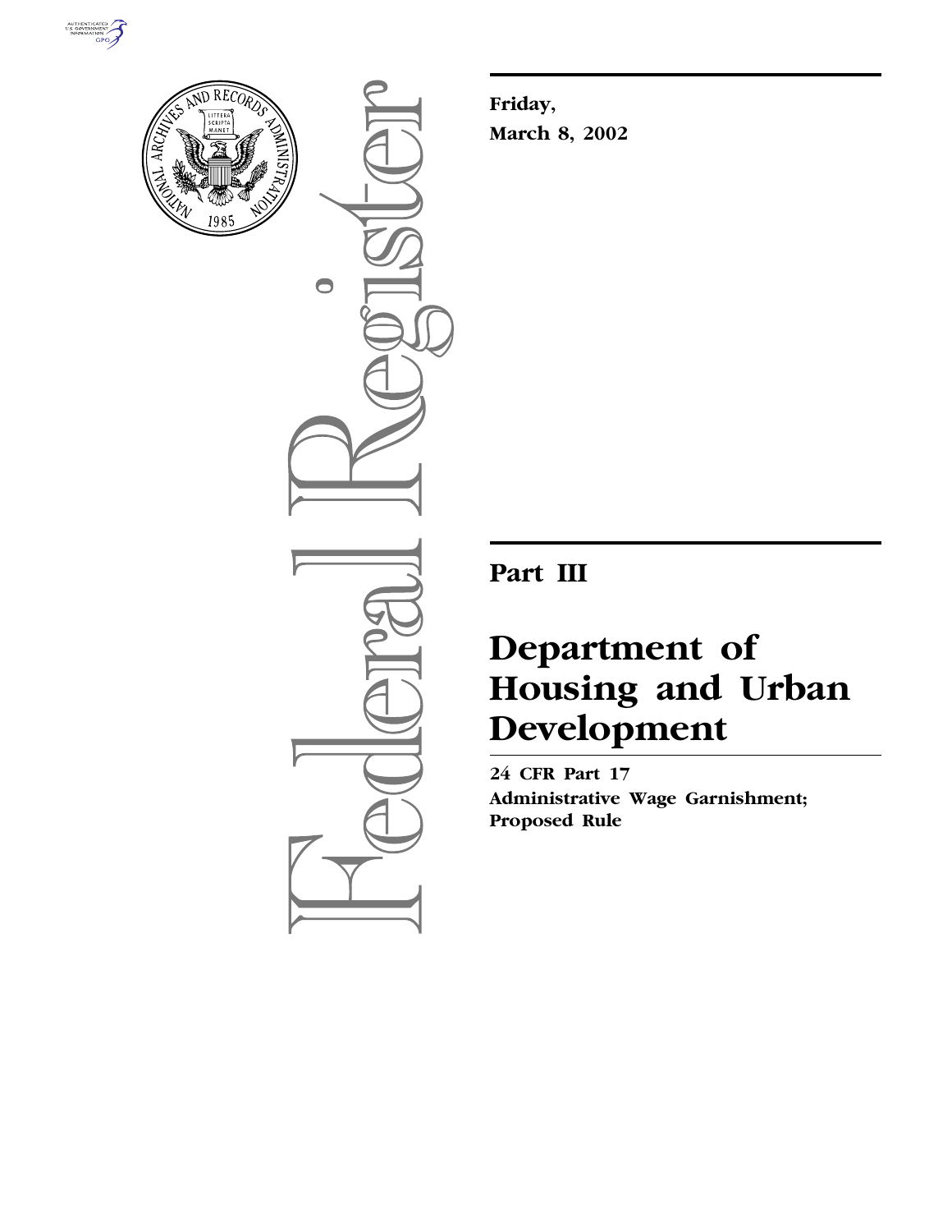**Friday,**

**March 8, 2002**

# Part III

# Department of Housing and Urban Development

**24 CFR Part 17**

**Administrative Wage Garnishment; Proposed Rule**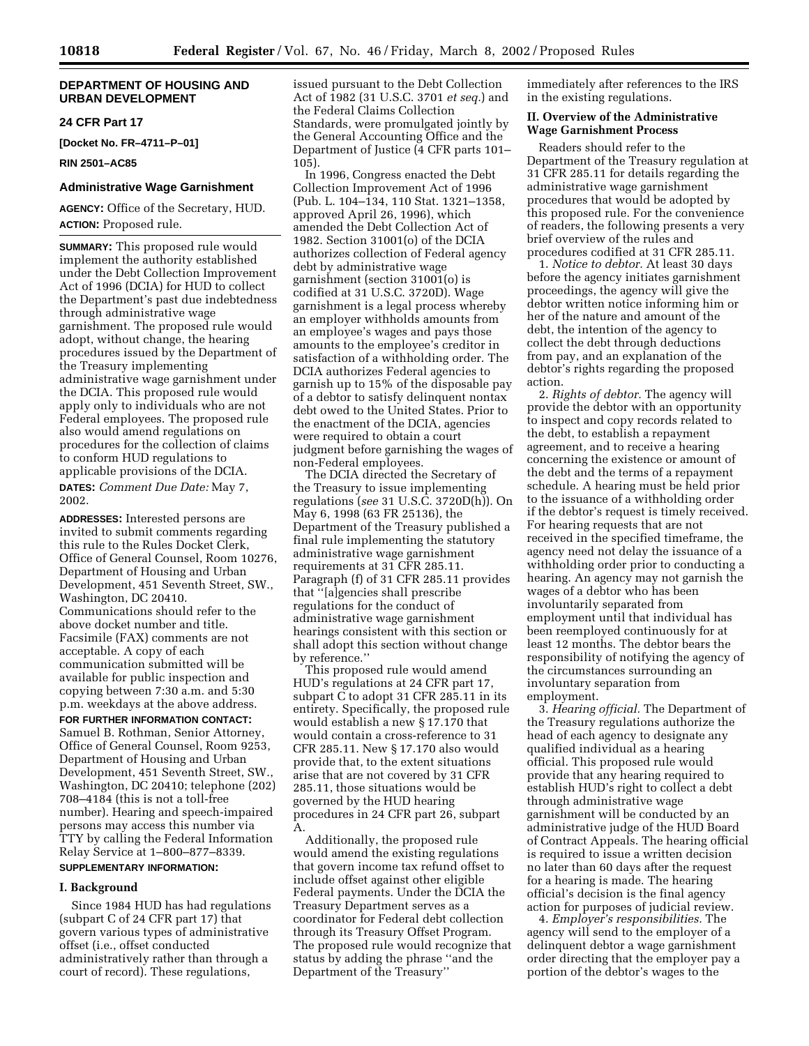## DEPARTMENT OF HOUSING AND URBAN DEVELOPMENT

### 24 CFR Part 17

**[Docket No. FR–4711–P–01]**

**RIN 2501–AC85**

### Administrative Wage Garnishment

**AGENCY:** Office of the Secretary, HUD.

**ACTION:** Proposed rule.

---

**SUMMARY:** This proposed rule would implement the authority established under the Debt Collection Improvement Act of 1996 (DCIA) for HUD to collect the Department's past due indebtedness through administrative wage garnishment. The proposed rule would adopt, without change, the hearing procedures issued by the Department of the Treasury implementing administrative wage garnishment under the DCIA. This proposed rule would apply only to individuals who are not Federal employees. The proposed rule also would amend regulations on procedures for the collection of claims to conform HUD regulations to applicable provisions of the DCIA.

**DATES:** *Comment Due Date:* May 7, 2002.

**ADDRESSES:** Interested persons are invited to submit comments regarding this rule to the Rules Docket Clerk, Office of General Counsel, Room 10276, Department of Housing and Urban Development, 451 Seventh Street, SW., Washington, DC 20410. Communications should refer to the above docket number and title. Facsimile (FAX) comments are not acceptable. A copy of each communication submitted will be available for public inspection and copying between 7:30 a.m. and 5:30 p.m. weekdays at the above address.

**FOR FURTHER INFORMATION CONTACT:** Samuel B. Rothman, Senior Attorney, Office of General Counsel, Room 9253, Department of Housing and Urban Development, 451 Seventh Street, SW., Washington, DC 20410; telephone (202) 708–4184 (this is not a toll-free number). Hearing and speech-impaired persons may access this number via TTY by calling the Federal Information Relay Service at 1–800–877–8339.

**SUPPLEMENTARY INFORMATION:**

#### I. Background

Since 1984 HUD has had regulations (subpart C of 24 CFR part 17) that govern various types of administrative offset (i.e., offset conducted administratively rather than through a court of record). These regulations, issued pursuant to the Debt Collection Act of 1982 (31 U.S.C. 3701 *et seq.*) and the Federal Claims Collection Standards, were promulgated jointly by the General Accounting Office and the Department of Justice (4 CFR parts 101–105).

In 1996, Congress enacted the Debt Collection Improvement Act of 1996 (Pub. L. 104–134, 110 Stat. 1321–1358, approved April 26, 1996), which amended the Debt Collection Act of 1982. Section 31001(o) of the DCIA authorizes collection of Federal agency debt by administrative wage garnishment (section 31001(o) is codified at 31 U.S.C. 3720D). Wage garnishment is a legal process whereby an employer withholds amounts from an employee's wages and pays those amounts to the employee's creditor in satisfaction of a withholding order. The DCIA authorizes Federal agencies to garnish up to 15% of the disposable pay of a debtor to satisfy delinquent nontax debt owed to the United States. Prior to the enactment of the DCIA, agencies were required to obtain a court judgment before garnishing the wages of non-Federal employees.

The DCIA directed the Secretary of the Treasury to issue implementing regulations (*see* 31 U.S.C. 3720D(h)). On May 6, 1998 (63 FR 25136), the Department of the Treasury published a final rule implementing the statutory administrative wage garnishment requirements at 31 CFR 285.11. Paragraph (f) of 31 CFR 285.11 provides that "[a]gencies shall prescribe regulations for the conduct of administrative wage garnishment hearings consistent with this section or shall adopt this section without change by reference."

This proposed rule would amend HUD's regulations at 24 CFR part 17, subpart C to adopt 31 CFR 285.11 in its entirety. Specifically, the proposed rule would establish a new § 17.170 that would contain a cross-reference to 31 CFR 285.11. New § 17.170 also would provide that, to the extent situations arise that are not covered by 31 CFR 285.11, those situations would be governed by the HUD hearing procedures in 24 CFR part 26, subpart A.

Additionally, the proposed rule would amend the existing regulations that govern income tax refund offset to include offset against other eligible Federal payments. Under the DCIA the Treasury Department serves as a coordinator for Federal debt collection through its Treasury Offset Program. The proposed rule would recognize that status by adding the phrase "and the Department of the Treasury" immediately after references to the IRS in the existing regulations.

#### II. Overview of the Administrative Wage Garnishment Process

Readers should refer to the Department of the Treasury regulation at 31 CFR 285.11 for details regarding the administrative wage garnishment procedures that would be adopted by this proposed rule. For the convenience of readers, the following presents a very brief overview of the rules and procedures codified at 31 CFR 285.11.

1. *Notice to debtor.* At least 30 days before the agency initiates garnishment proceedings, the agency will give the debtor written notice informing him or her of the nature and amount of the debt, the intention of the agency to collect the debt through deductions from pay, and an explanation of the debtor's rights regarding the proposed action.

2. *Rights of debtor.* The agency will provide the debtor with an opportunity to inspect and copy records related to the debt, to establish a repayment agreement, and to receive a hearing concerning the existence or amount of the debt and the terms of a repayment schedule. A hearing must be held prior to the issuance of a withholding order if the debtor's request is timely received. For hearing requests that are not received in the specified timeframe, the agency need not delay the issuance of a withholding order prior to conducting a hearing. An agency may not garnish the wages of a debtor who has been involuntarily separated from employment until that individual has been reemployed continuously for at least 12 months. The debtor bears the responsibility of notifying the agency of the circumstances surrounding an involuntary separation from employment.

3. *Hearing official.* The Department of the Treasury regulations authorize the head of each agency to designate any qualified individual as a hearing official. This proposed rule would provide that any hearing required to establish HUD's right to collect a debt through administrative wage garnishment will be conducted by an administrative judge of the HUD Board of Contract Appeals. The hearing official is required to issue a written decision no later than 60 days after the request for a hearing is made. The hearing official's decision is the final agency action for purposes of judicial review.

4. *Employer's responsibilities.* The agency will send to the employer of a delinquent debtor a wage garnishment order directing that the employer pay a portion of the debtor's wages to the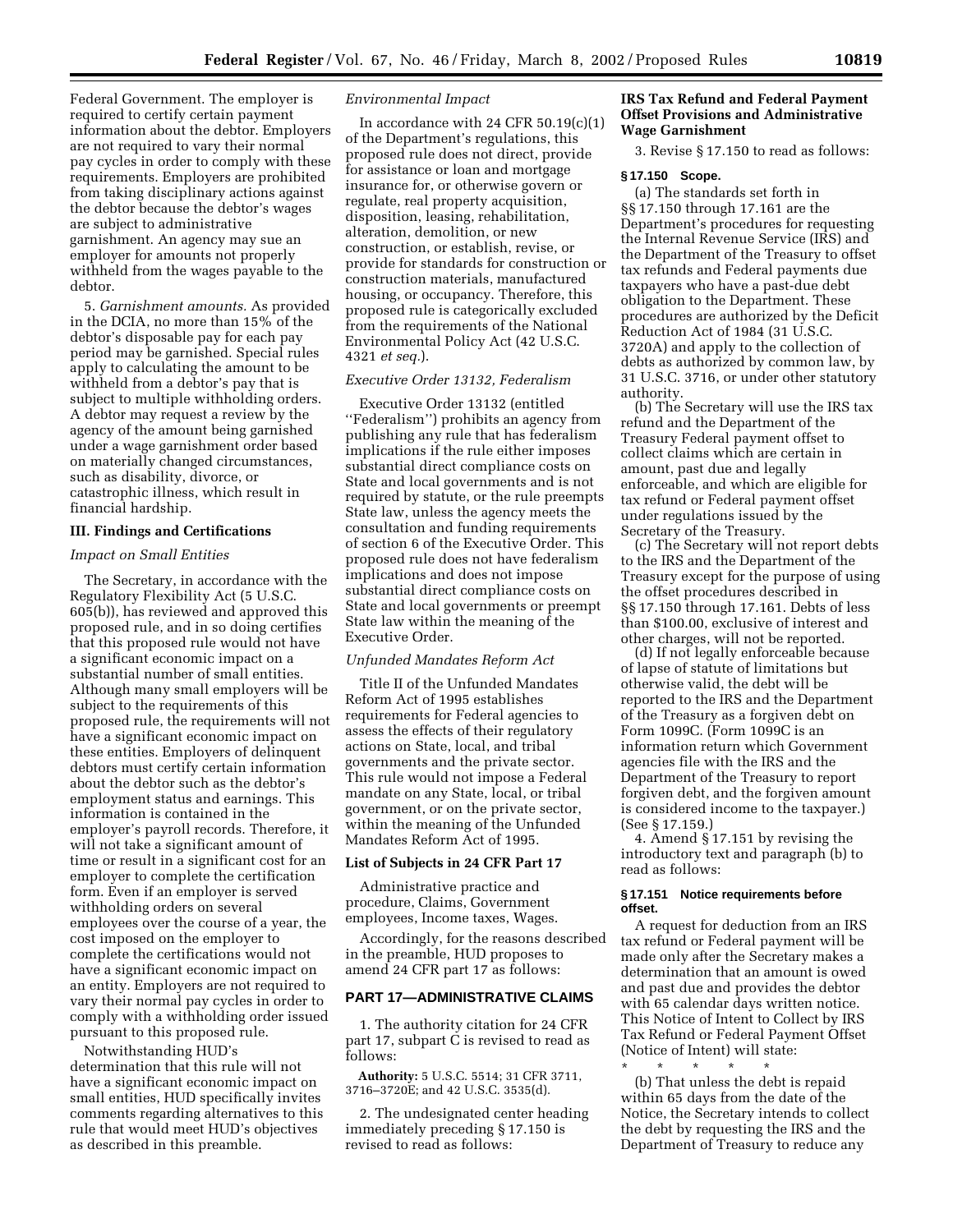Federal Government. The employer is required to certify certain payment information about the debtor. Employers are not required to vary their normal pay cycles in order to comply with these requirements. Employers are prohibited from taking disciplinary actions against the debtor because the debtor's wages are subject to administrative garnishment. An agency may sue an employer for amounts not properly withheld from the wages payable to the debtor.

5. *Garnishment amounts.* As provided in the DCIA, no more than 15% of the debtor's disposable pay for each pay period may be garnished. Special rules apply to calculating the amount to be withheld from a debtor's pay that is subject to multiple withholding orders. A debtor may request a review by the agency of the amount being garnished under a wage garnishment order based on materially changed circumstances, such as disability, divorce, or catastrophic illness, which result in financial hardship.

### III. Findings and Certifications

*Impact on Small Entities*

The Secretary, in accordance with the Regulatory Flexibility Act (5 U.S.C. 605(b)), has reviewed and approved this proposed rule, and in so doing certifies that this proposed rule would not have a significant economic impact on a substantial number of small entities. Although many small employers will be subject to the requirements of this proposed rule, the requirements will not have a significant economic impact on these entities. Employers of delinquent debtors must certify certain information about the debtor such as the debtor's employment status and earnings. This information is contained in the employer's payroll records. Therefore, it will not take a significant amount of time or result in a significant cost for an employer to complete the certification form. Even if an employer is served withholding orders on several employees over the course of a year, the cost imposed on the employer to complete the certifications would not have a significant economic impact on an entity. Employers are not required to vary their normal pay cycles in order to comply with a withholding order issued pursuant to this proposed rule.

Notwithstanding HUD's determination that this rule will not have a significant economic impact on small entities, HUD specifically invites comments regarding alternatives to this rule that would meet HUD's objectives as described in this preamble.

*Environmental Impact*

In accordance with 24 CFR 50.19(c)(1) of the Department's regulations, this proposed rule does not direct, provide for assistance or loan and mortgage insurance for, or otherwise govern or regulate, real property acquisition, disposition, leasing, rehabilitation, alteration, demolition, or new construction, or establish, revise, or provide for standards for construction or construction materials, manufactured housing, or occupancy. Therefore, this proposed rule is categorically excluded from the requirements of the National Environmental Policy Act (42 U.S.C. 4321 *et seq.*).

*Executive Order 13132, Federalism*

Executive Order 13132 (entitled ''Federalism'') prohibits an agency from publishing any rule that has federalism implications if the rule either imposes substantial direct compliance costs on State and local governments and is not required by statute, or the rule preempts State law, unless the agency meets the consultation and funding requirements of section 6 of the Executive Order. This proposed rule does not have federalism implications and does not impose substantial direct compliance costs on State and local governments or preempt State law within the meaning of the Executive Order.

*Unfunded Mandates Reform Act*

Title II of the Unfunded Mandates Reform Act of 1995 establishes requirements for Federal agencies to assess the effects of their regulatory actions on State, local, and tribal governments and the private sector. This rule would not impose a Federal mandate on any State, local, or tribal government, or on the private sector, within the meaning of the Unfunded Mandates Reform Act of 1995.

### List of Subjects in 24 CFR Part 17

Administrative practice and procedure, Claims, Government employees, Income taxes, Wages.

Accordingly, for the reasons described in the preamble, HUD proposes to amend 24 CFR part 17 as follows:

## PART 17—ADMINISTRATIVE CLAIMS

1. The authority citation for 24 CFR part 17, subpart C is revised to read as follows:

**Authority:** 5 U.S.C. 5514; 31 CFR 3711, 3716–3720E; and 42 U.S.C. 3535(d).

2. The undesignated center heading immediately preceding § 17.150 is revised to read as follows:

### IRS Tax Refund and Federal Payment Offset Provisions and Administrative Wage Garnishment

3. Revise § 17.150 to read as follows:

#### § 17.150 Scope.

(a) The standards set forth in §§ 17.150 through 17.161 are the Department's procedures for requesting the Internal Revenue Service (IRS) and the Department of the Treasury to offset tax refunds and Federal payments due taxpayers who have a past-due debt obligation to the Department. These procedures are authorized by the Deficit Reduction Act of 1984 (31 U.S.C. 3720A) and apply to the collection of debts as authorized by common law, by 31 U.S.C. 3716, or under other statutory authority.

(b) The Secretary will use the IRS tax refund and the Department of the Treasury Federal payment offset to collect claims which are certain in amount, past due and legally enforceable, and which are eligible for tax refund or Federal payment offset under regulations issued by the Secretary of the Treasury.

(c) The Secretary will not report debts to the IRS and the Department of the Treasury except for the purpose of using the offset procedures described in §§ 17.150 through 17.161. Debts of less than $100.00, exclusive of interest and other charges, will not be reported.

(d) If not legally enforceable because of lapse of statute of limitations but otherwise valid, the debt will be reported to the IRS and the Department of the Treasury as a forgiven debt on Form 1099C. (Form 1099C is an information return which Government agencies file with the IRS and the Department of the Treasury to report forgiven debt, and the forgiven amount is considered income to the taxpayer.) (See § 17.159.)

4. Amend § 17.151 by revising the introductory text and paragraph (b) to read as follows:

#### § 17.151 Notice requirements before offset.

A request for deduction from an IRS tax refund or Federal payment will be made only after the Secretary makes a determination that an amount is owed and past due and provides the debtor with 65 calendar days written notice. This Notice of Intent to Collect by IRS Tax Refund or Federal Payment Offset (Notice of Intent) will state:

\* \* \* \* \*

(b) That unless the debt is repaid within 65 days from the date of the Notice, the Secretary intends to collect the debt by requesting the IRS and the Department of Treasury to reduce any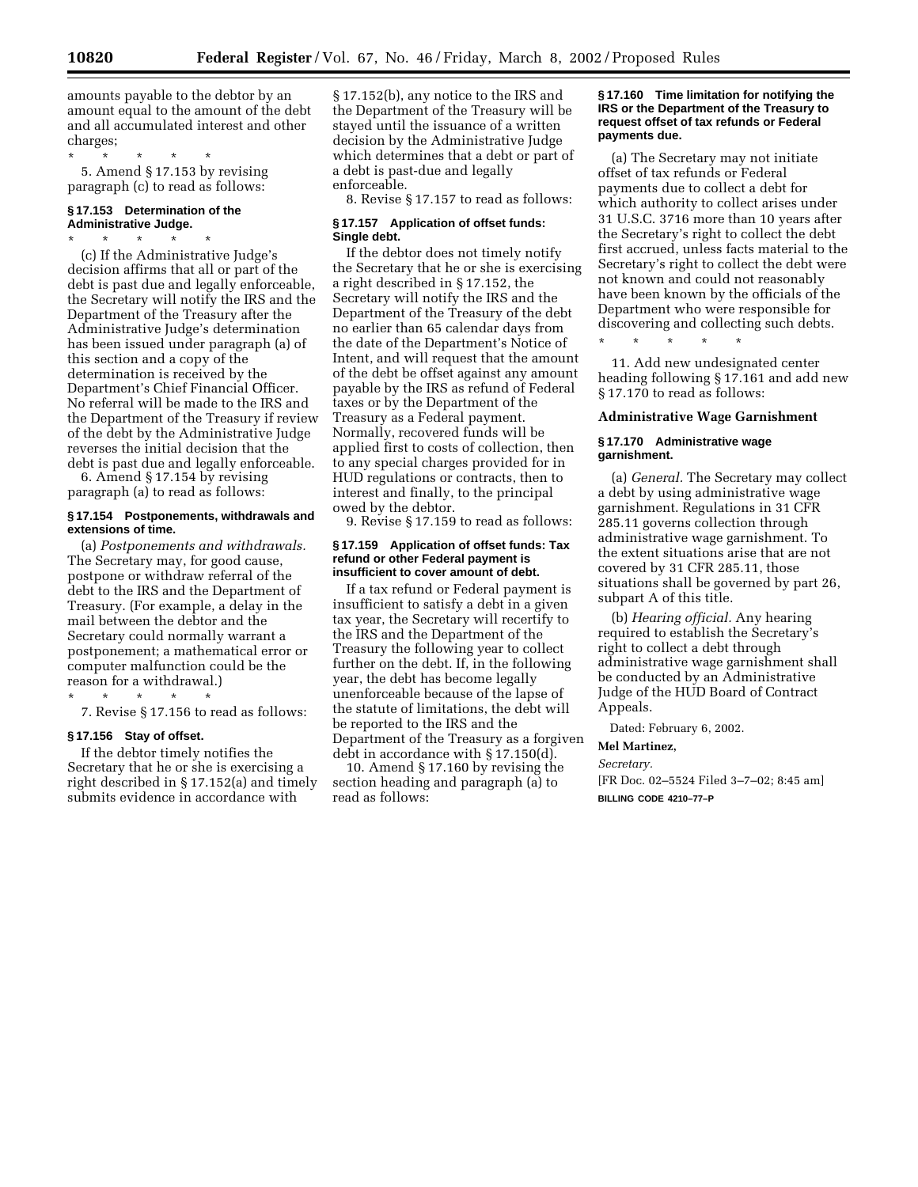amounts payable to the debtor by an amount equal to the amount of the debt and all accumulated interest and other charges;

\* \* \* \* \*

5. Amend § 17.153 by revising paragraph (c) to read as follows:

**§ 17.153 Determination of the Administrative Judge.**

\* \* \* \* \*

(c) If the Administrative Judge's decision affirms that all or part of the debt is past due and legally enforceable, the Secretary will notify the IRS and the Department of the Treasury after the Administrative Judge's determination has been issued under paragraph (a) of this section and a copy of the determination is received by the Department's Chief Financial Officer. No referral will be made to the IRS and the Department of the Treasury if review of the debt by the Administrative Judge reverses the initial decision that the debt is past due and legally enforceable.

6. Amend § 17.154 by revising paragraph (a) to read as follows:

**§ 17.154 Postponements, withdrawals and extensions of time.**

(a) *Postponements and withdrawals.* The Secretary may, for good cause, postpone or withdraw referral of the debt to the IRS and the Department of Treasury. (For example, a delay in the mail between the debtor and the Secretary could normally warrant a postponement; a mathematical error or computer malfunction could be the reason for a withdrawal.)

\* \* \* \* \*

7. Revise § 17.156 to read as follows:

**§ 17.156 Stay of offset.**

If the debtor timely notifies the Secretary that he or she is exercising a right described in § 17.152(a) and timely submits evidence in accordance with § 17.152(b), any notice to the IRS and the Department of the Treasury will be stayed until the issuance of a written decision by the Administrative Judge which determines that a debt or part of a debt is past-due and legally enforceable.

8. Revise § 17.157 to read as follows:

**§ 17.157 Application of offset funds: Single debt.**

If the debtor does not timely notify the Secretary that he or she is exercising a right described in § 17.152, the Secretary will notify the IRS and the Department of the Treasury of the debt no earlier than 65 calendar days from the date of the Department's Notice of Intent, and will request that the amount of the debt be offset against any amount payable by the IRS as refund of Federal taxes or by the Department of the Treasury as a Federal payment. Normally, recovered funds will be applied first to costs of collection, then to any special charges provided for in HUD regulations or contracts, then to interest and finally, to the principal owed by the debtor.

9. Revise § 17.159 to read as follows:

**§ 17.159 Application of offset funds: Tax refund or other Federal payment is insufficient to cover amount of debt.**

If a tax refund or Federal payment is insufficient to satisfy a debt in a given tax year, the Secretary will recertify to the IRS and the Department of the Treasury the following year to collect further on the debt. If, in the following year, the debt has become legally unenforceable because of the lapse of the statute of limitations, the debt will be reported to the IRS and the Department of the Treasury as a forgiven debt in accordance with § 17.150(d).

10. Amend § 17.160 by revising the section heading and paragraph (a) to read as follows:

**§ 17.160 Time limitation for notifying the IRS or the Department of the Treasury to request offset of tax refunds or Federal payments due.**

(a) The Secretary may not initiate offset of tax refunds or Federal payments due to collect a debt for which authority to collect arises under 31 U.S.C. 3716 more than 10 years after the Secretary's right to collect the debt first accrued, unless facts material to the Secretary's right to collect the debt were not known and could not reasonably have been known by the officials of the Department who were responsible for discovering and collecting such debts.

\* \* \* \* \*

11. Add new undesignated center heading following § 17.161 and add new § 17.170 to read as follows:

## Administrative Wage Garnishment

**§ 17.170 Administrative wage garnishment.**

(a) *General.* The Secretary may collect a debt by using administrative wage garnishment. Regulations in 31 CFR 285.11 governs collection through administrative wage garnishment. To the extent situations arise that are not covered by 31 CFR 285.11, those situations shall be governed by part 26, subpart A of this title.

(b) *Hearing official.* Any hearing required to establish the Secretary's right to collect a debt through administrative wage garnishment shall be conducted by an Administrative Judge of the HUD Board of Contract Appeals.

Dated: February 6, 2002.

**Mel Martinez,**

*Secretary.*

[FR Doc. 02–5524 Filed 3–7–02; 8:45 am]

**BILLING CODE 4210–77–P**